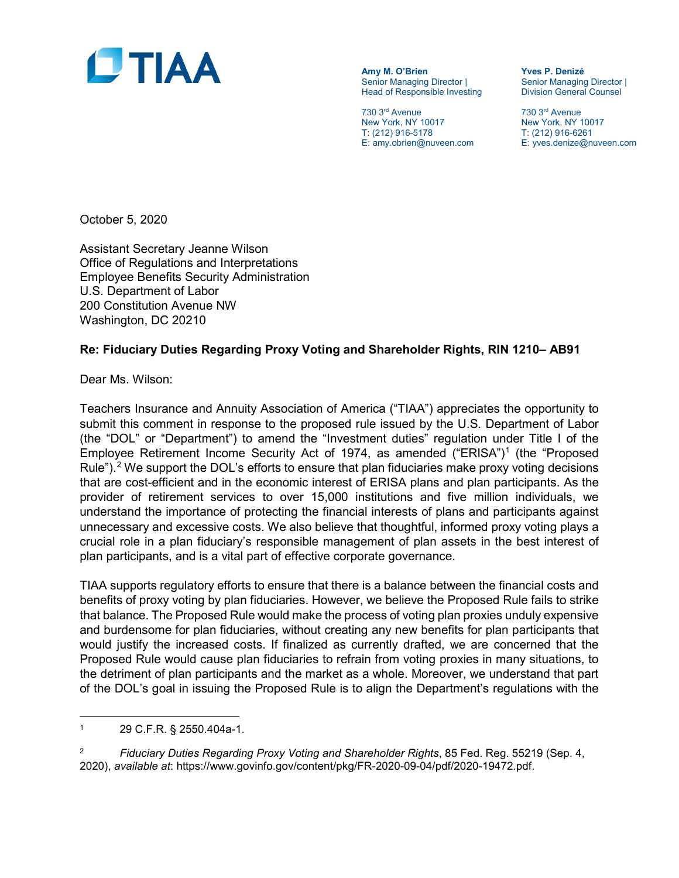TIAA

**Amy M. O'Brien**
Senior Managing Director |
Head of Responsible Investing

730 3rd Avenue
New York, NY 10017
T: (212) 916-5178
E: amy.obrien@nuveen.com

**Yves P. Denizé**
Senior Managing Director |
Division General Counsel

730 3rd Avenue
New York, NY 10017
T: (212) 916-6261
E: yves.denize@nuveen.com

October 5, 2020

Assistant Secretary Jeanne Wilson
Office of Regulations and Interpretations
Employee Benefits Security Administration
U.S. Department of Labor
200 Constitution Avenue NW
Washington, DC 20210

**Re: Fiduciary Duties Regarding Proxy Voting and Shareholder Rights, RIN 1210– AB91**

Dear Ms. Wilson:

Teachers Insurance and Annuity Association of America ("TIAA") appreciates the opportunity to submit this comment in response to the proposed rule issued by the U.S. Department of Labor (the "DOL" or "Department") to amend the "Investment duties" regulation under Title I of the Employee Retirement Income Security Act of 1974, as amended ("ERISA")[1] (the "Proposed Rule").[2] We support the DOL's efforts to ensure that plan fiduciaries make proxy voting decisions that are cost-efficient and in the economic interest of ERISA plans and plan participants. As the provider of retirement services to over 15,000 institutions and five million individuals, we understand the importance of protecting the financial interests of plans and participants against unnecessary and excessive costs. We also believe that thoughtful, informed proxy voting plays a crucial role in a plan fiduciary's responsible management of plan assets in the best interest of plan participants, and is a vital part of effective corporate governance.

TIAA supports regulatory efforts to ensure that there is a balance between the financial costs and benefits of proxy voting by plan fiduciaries. However, we believe the Proposed Rule fails to strike that balance. The Proposed Rule would make the process of voting plan proxies unduly expensive and burdensome for plan fiduciaries, without creating any new benefits for plan participants that would justify the increased costs. If finalized as currently drafted, we are concerned that the Proposed Rule would cause plan fiduciaries to refrain from voting proxies in many situations, to the detriment of plan participants and the market as a whole. Moreover, we understand that part of the DOL's goal in issuing the Proposed Rule is to align the Department's regulations with the

---

[1] 29 C.F.R. § 2550.404a-1.

[2] *Fiduciary Duties Regarding Proxy Voting and Shareholder Rights*, 85 Fed. Reg. 55219 (Sep. 4, 2020), *available at*: https://www.govinfo.gov/content/pkg/FR-2020-09-04/pdf/2020-19472.pdf.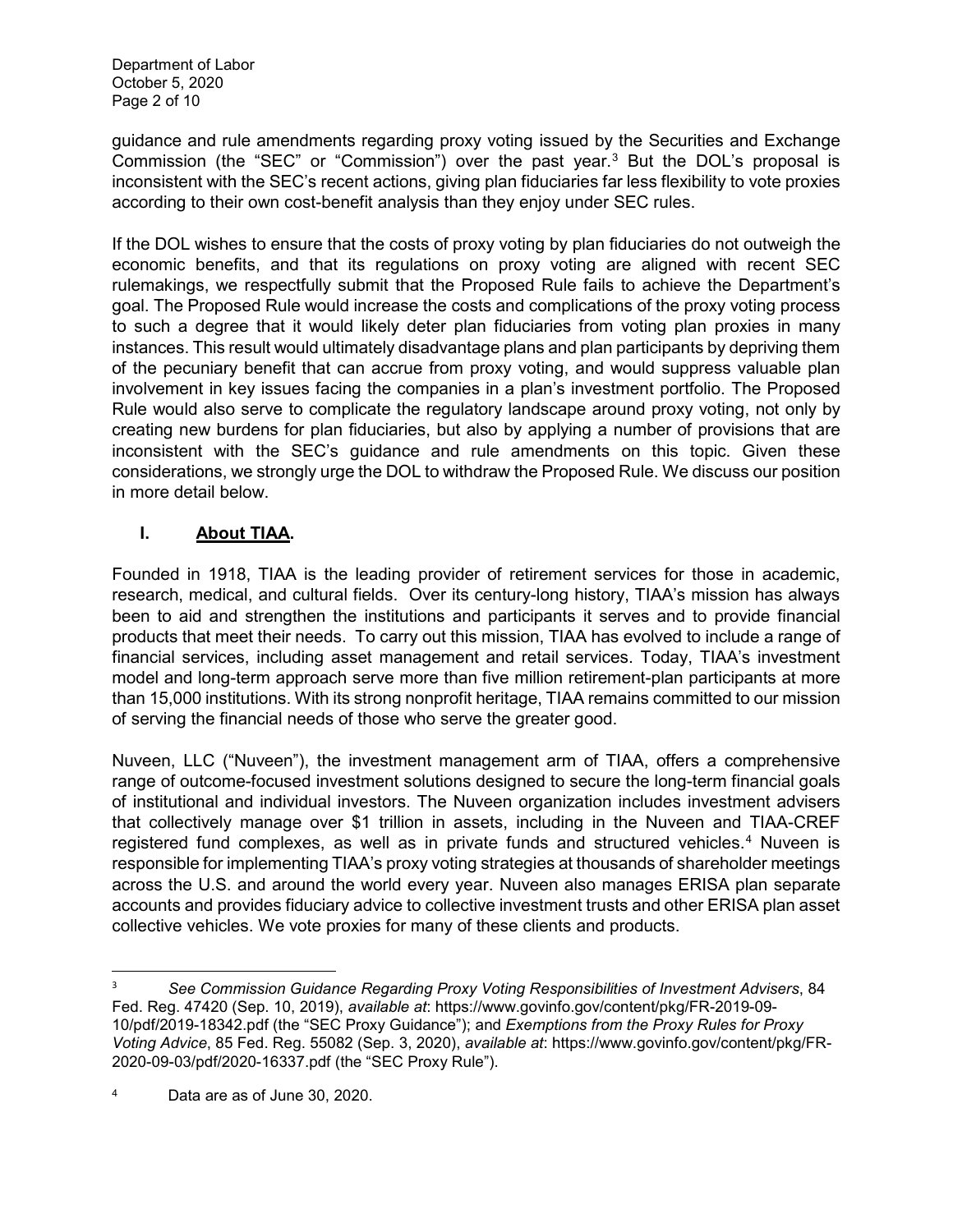guidance and rule amendments regarding proxy voting issued by the Securities and Exchange Commission (the "SEC" or "Commission") over the past year.[3] But the DOL's proposal is inconsistent with the SEC's recent actions, giving plan fiduciaries far less flexibility to vote proxies according to their own cost-benefit analysis than they enjoy under SEC rules.

If the DOL wishes to ensure that the costs of proxy voting by plan fiduciaries do not outweigh the economic benefits, and that its regulations on proxy voting are aligned with recent SEC rulemakings, we respectfully submit that the Proposed Rule fails to achieve the Department's goal. The Proposed Rule would increase the costs and complications of the proxy voting process to such a degree that it would likely deter plan fiduciaries from voting plan proxies in many instances. This result would ultimately disadvantage plans and plan participants by depriving them of the pecuniary benefit that can accrue from proxy voting, and would suppress valuable plan involvement in key issues facing the companies in a plan's investment portfolio. The Proposed Rule would also serve to complicate the regulatory landscape around proxy voting, not only by creating new burdens for plan fiduciaries, but also by applying a number of provisions that are inconsistent with the SEC's guidance and rule amendments on this topic. Given these considerations, we strongly urge the DOL to withdraw the Proposed Rule. We discuss our position in more detail below.

## I. <u>About TIAA</u>.

Founded in 1918, TIAA is the leading provider of retirement services for those in academic, research, medical, and cultural fields. Over its century-long history, TIAA's mission has always been to aid and strengthen the institutions and participants it serves and to provide financial products that meet their needs. To carry out this mission, TIAA has evolved to include a range of financial services, including asset management and retail services. Today, TIAA's investment model and long-term approach serve more than five million retirement-plan participants at more than 15,000 institutions. With its strong nonprofit heritage, TIAA remains committed to our mission of serving the financial needs of those who serve the greater good.

Nuveen, LLC ("Nuveen"), the investment management arm of TIAA, offers a comprehensive range of outcome-focused investment solutions designed to secure the long-term financial goals of institutional and individual investors. The Nuveen organization includes investment advisers that collectively manage over $1 trillion in assets, including in the Nuveen and TIAA-CREF registered fund complexes, as well as in private funds and structured vehicles.[4] Nuveen is responsible for implementing TIAA's proxy voting strategies at thousands of shareholder meetings across the U.S. and around the world every year. Nuveen also manages ERISA plan separate accounts and provides fiduciary advice to collective investment trusts and other ERISA plan asset collective vehicles. We vote proxies for many of these clients and products.

---

[3] *See Commission Guidance Regarding Proxy Voting Responsibilities of Investment Advisers*, 84 Fed. Reg. 47420 (Sep. 10, 2019), *available at*: https://www.govinfo.gov/content/pkg/FR-2019-09-10/pdf/2019-18342.pdf (the "SEC Proxy Guidance"); and *Exemptions from the Proxy Rules for Proxy Voting Advice*, 85 Fed. Reg. 55082 (Sep. 3, 2020), *available at*: https://www.govinfo.gov/content/pkg/FR-2020-09-03/pdf/2020-16337.pdf (the "SEC Proxy Rule").

[4] Data are as of June 30, 2020.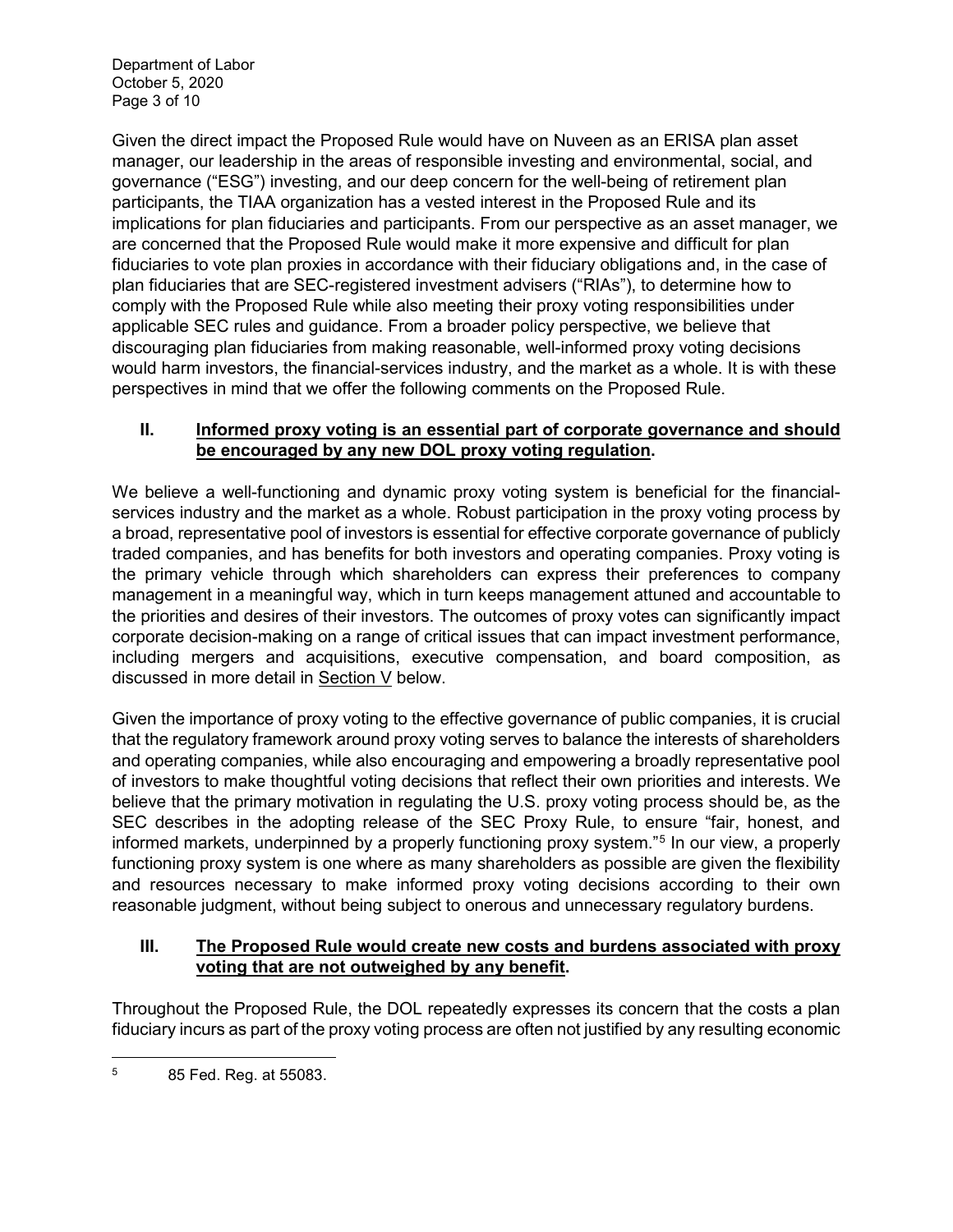Given the direct impact the Proposed Rule would have on Nuveen as an ERISA plan asset manager, our leadership in the areas of responsible investing and environmental, social, and governance ("ESG") investing, and our deep concern for the well-being of retirement plan participants, the TIAA organization has a vested interest in the Proposed Rule and its implications for plan fiduciaries and participants. From our perspective as an asset manager, we are concerned that the Proposed Rule would make it more expensive and difficult for plan fiduciaries to vote plan proxies in accordance with their fiduciary obligations and, in the case of plan fiduciaries that are SEC-registered investment advisers ("RIAs"), to determine how to comply with the Proposed Rule while also meeting their proxy voting responsibilities under applicable SEC rules and guidance. From a broader policy perspective, we believe that discouraging plan fiduciaries from making reasonable, well-informed proxy voting decisions would harm investors, the financial-services industry, and the market as a whole. It is with these perspectives in mind that we offer the following comments on the Proposed Rule.

## II. Informed proxy voting is an essential part of corporate governance and should be encouraged by any new DOL proxy voting regulation.

We believe a well-functioning and dynamic proxy voting system is beneficial for the financial-services industry and the market as a whole. Robust participation in the proxy voting process by a broad, representative pool of investors is essential for effective corporate governance of publicly traded companies, and has benefits for both investors and operating companies. Proxy voting is the primary vehicle through which shareholders can express their preferences to company management in a meaningful way, which in turn keeps management attuned and accountable to the priorities and desires of their investors. The outcomes of proxy votes can significantly impact corporate decision-making on a range of critical issues that can impact investment performance, including mergers and acquisitions, executive compensation, and board composition, as discussed in more detail in Section V below.

Given the importance of proxy voting to the effective governance of public companies, it is crucial that the regulatory framework around proxy voting serves to balance the interests of shareholders and operating companies, while also encouraging and empowering a broadly representative pool of investors to make thoughtful voting decisions that reflect their own priorities and interests. We believe that the primary motivation in regulating the U.S. proxy voting process should be, as the SEC describes in the adopting release of the SEC Proxy Rule, to ensure "fair, honest, and informed markets, underpinned by a properly functioning proxy system."[5] In our view, a properly functioning proxy system is one where as many shareholders as possible are given the flexibility and resources necessary to make informed proxy voting decisions according to their own reasonable judgment, without being subject to onerous and unnecessary regulatory burdens.

## III. The Proposed Rule would create new costs and burdens associated with proxy voting that are not outweighed by any benefit.

Throughout the Proposed Rule, the DOL repeatedly expresses its concern that the costs a plan fiduciary incurs as part of the proxy voting process are often not justified by any resulting economic

---

[5] 85 Fed. Reg. at 55083.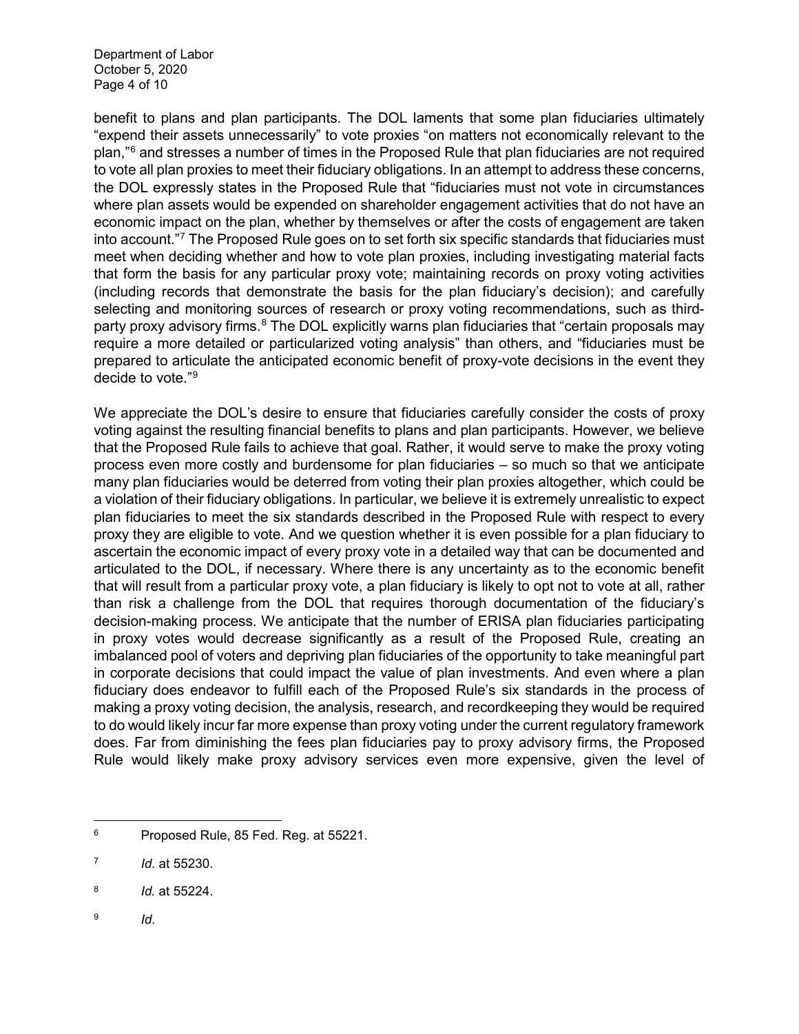benefit to plans and plan participants. The DOL laments that some plan fiduciaries ultimately "expend their assets unnecessarily" to vote proxies "on matters not economically relevant to the plan,"[6] and stresses a number of times in the Proposed Rule that plan fiduciaries are not required to vote all plan proxies to meet their fiduciary obligations. In an attempt to address these concerns, the DOL expressly states in the Proposed Rule that "fiduciaries must not vote in circumstances where plan assets would be expended on shareholder engagement activities that do not have an economic impact on the plan, whether by themselves or after the costs of engagement are taken into account."[7] The Proposed Rule goes on to set forth six specific standards that fiduciaries must meet when deciding whether and how to vote plan proxies, including investigating material facts that form the basis for any particular proxy vote; maintaining records on proxy voting activities (including records that demonstrate the basis for the plan fiduciary's decision); and carefully selecting and monitoring sources of research or proxy voting recommendations, such as third-party proxy advisory firms.[8] The DOL explicitly warns plan fiduciaries that "certain proposals may require a more detailed or particularized voting analysis" than others, and "fiduciaries must be prepared to articulate the anticipated economic benefit of proxy-vote decisions in the event they decide to vote."[9]

We appreciate the DOL's desire to ensure that fiduciaries carefully consider the costs of proxy voting against the resulting financial benefits to plans and plan participants. However, we believe that the Proposed Rule fails to achieve that goal. Rather, it would serve to make the proxy voting process even more costly and burdensome for plan fiduciaries – so much so that we anticipate many plan fiduciaries would be deterred from voting their plan proxies altogether, which could be a violation of their fiduciary obligations. In particular, we believe it is extremely unrealistic to expect plan fiduciaries to meet the six standards described in the Proposed Rule with respect to every proxy they are eligible to vote. And we question whether it is even possible for a plan fiduciary to ascertain the economic impact of every proxy vote in a detailed way that can be documented and articulated to the DOL, if necessary. Where there is any uncertainty as to the economic benefit that will result from a particular proxy vote, a plan fiduciary is likely to opt not to vote at all, rather than risk a challenge from the DOL that requires thorough documentation of the fiduciary's decision-making process. We anticipate that the number of ERISA plan fiduciaries participating in proxy votes would decrease significantly as a result of the Proposed Rule, creating an imbalanced pool of voters and depriving plan fiduciaries of the opportunity to take meaningful part in corporate decisions that could impact the value of plan investments. And even where a plan fiduciary does endeavor to fulfill each of the Proposed Rule's six standards in the process of making a proxy voting decision, the analysis, research, and recordkeeping they would be required to do would likely incur far more expense than proxy voting under the current regulatory framework does. Far from diminishing the fees plan fiduciaries pay to proxy advisory firms, the Proposed Rule would likely make proxy advisory services even more expensive, given the level of

---

[6] Proposed Rule, 85 Fed. Reg. at 55221.

[7] *Id*. at 55230.

[8] *Id.* at 55224.

[9] *Id*.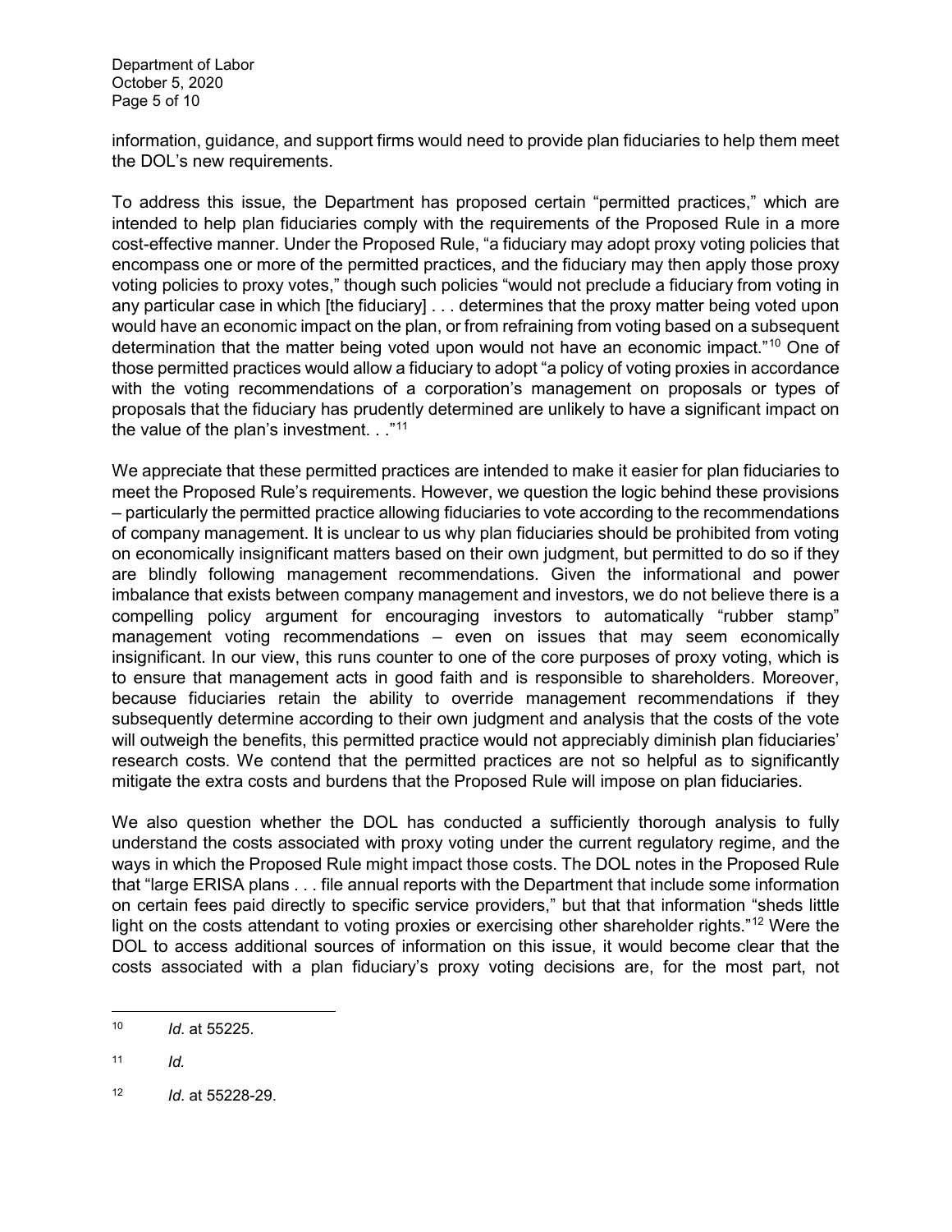information, guidance, and support firms would need to provide plan fiduciaries to help them meet the DOL's new requirements.

To address this issue, the Department has proposed certain "permitted practices," which are intended to help plan fiduciaries comply with the requirements of the Proposed Rule in a more cost-effective manner. Under the Proposed Rule, "a fiduciary may adopt proxy voting policies that encompass one or more of the permitted practices, and the fiduciary may then apply those proxy voting policies to proxy votes," though such policies "would not preclude a fiduciary from voting in any particular case in which [the fiduciary] . . . determines that the proxy matter being voted upon would have an economic impact on the plan, or from refraining from voting based on a subsequent determination that the matter being voted upon would not have an economic impact."[10] One of those permitted practices would allow a fiduciary to adopt "a policy of voting proxies in accordance with the voting recommendations of a corporation's management on proposals or types of proposals that the fiduciary has prudently determined are unlikely to have a significant impact on the value of the plan's investment. . ."[11]

We appreciate that these permitted practices are intended to make it easier for plan fiduciaries to meet the Proposed Rule's requirements. However, we question the logic behind these provisions – particularly the permitted practice allowing fiduciaries to vote according to the recommendations of company management. It is unclear to us why plan fiduciaries should be prohibited from voting on economically insignificant matters based on their own judgment, but permitted to do so if they are blindly following management recommendations. Given the informational and power imbalance that exists between company management and investors, we do not believe there is a compelling policy argument for encouraging investors to automatically "rubber stamp" management voting recommendations – even on issues that may seem economically insignificant. In our view, this runs counter to one of the core purposes of proxy voting, which is to ensure that management acts in good faith and is responsible to shareholders. Moreover, because fiduciaries retain the ability to override management recommendations if they subsequently determine according to their own judgment and analysis that the costs of the vote will outweigh the benefits, this permitted practice would not appreciably diminish plan fiduciaries' research costs. We contend that the permitted practices are not so helpful as to significantly mitigate the extra costs and burdens that the Proposed Rule will impose on plan fiduciaries.

We also question whether the DOL has conducted a sufficiently thorough analysis to fully understand the costs associated with proxy voting under the current regulatory regime, and the ways in which the Proposed Rule might impact those costs. The DOL notes in the Proposed Rule that "large ERISA plans . . . file annual reports with the Department that include some information on certain fees paid directly to specific service providers," but that that information "sheds little light on the costs attendant to voting proxies or exercising other shareholder rights."[12] Were the DOL to access additional sources of information on this issue, it would become clear that the costs associated with a plan fiduciary's proxy voting decisions are, for the most part, not

---

[10] *Id*. at 55225.

[11] *Id.*

[12] *Id*. at 55228-29.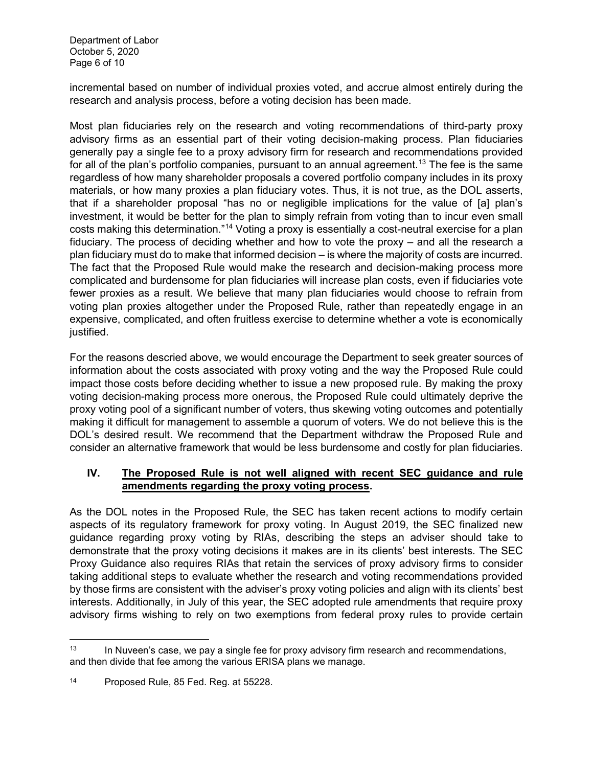incremental based on number of individual proxies voted, and accrue almost entirely during the research and analysis process, before a voting decision has been made.

Most plan fiduciaries rely on the research and voting recommendations of third-party proxy advisory firms as an essential part of their voting decision-making process. Plan fiduciaries generally pay a single fee to a proxy advisory firm for research and recommendations provided for all of the plan's portfolio companies, pursuant to an annual agreement.[13] The fee is the same regardless of how many shareholder proposals a covered portfolio company includes in its proxy materials, or how many proxies a plan fiduciary votes. Thus, it is not true, as the DOL asserts, that if a shareholder proposal "has no or negligible implications for the value of [a] plan's investment, it would be better for the plan to simply refrain from voting than to incur even small costs making this determination."[14] Voting a proxy is essentially a cost-neutral exercise for a plan fiduciary. The process of deciding whether and how to vote the proxy – and all the research a plan fiduciary must do to make that informed decision – is where the majority of costs are incurred. The fact that the Proposed Rule would make the research and decision-making process more complicated and burdensome for plan fiduciaries will increase plan costs, even if fiduciaries vote fewer proxies as a result. We believe that many plan fiduciaries would choose to refrain from voting plan proxies altogether under the Proposed Rule, rather than repeatedly engage in an expensive, complicated, and often fruitless exercise to determine whether a vote is economically justified.

For the reasons descried above, we would encourage the Department to seek greater sources of information about the costs associated with proxy voting and the way the Proposed Rule could impact those costs before deciding whether to issue a new proposed rule. By making the proxy voting decision-making process more onerous, the Proposed Rule could ultimately deprive the proxy voting pool of a significant number of voters, thus skewing voting outcomes and potentially making it difficult for management to assemble a quorum of voters. We do not believe this is the DOL's desired result. We recommend that the Department withdraw the Proposed Rule and consider an alternative framework that would be less burdensome and costly for plan fiduciaries.

## IV. The Proposed Rule is not well aligned with recent SEC guidance and rule amendments regarding the proxy voting process.

As the DOL notes in the Proposed Rule, the SEC has taken recent actions to modify certain aspects of its regulatory framework for proxy voting. In August 2019, the SEC finalized new guidance regarding proxy voting by RIAs, describing the steps an adviser should take to demonstrate that the proxy voting decisions it makes are in its clients' best interests. The SEC Proxy Guidance also requires RIAs that retain the services of proxy advisory firms to consider taking additional steps to evaluate whether the research and voting recommendations provided by those firms are consistent with the adviser's proxy voting policies and align with its clients' best interests. Additionally, in July of this year, the SEC adopted rule amendments that require proxy advisory firms wishing to rely on two exemptions from federal proxy rules to provide certain

---

[13] In Nuveen's case, we pay a single fee for proxy advisory firm research and recommendations, and then divide that fee among the various ERISA plans we manage.

[14] Proposed Rule, 85 Fed. Reg. at 55228.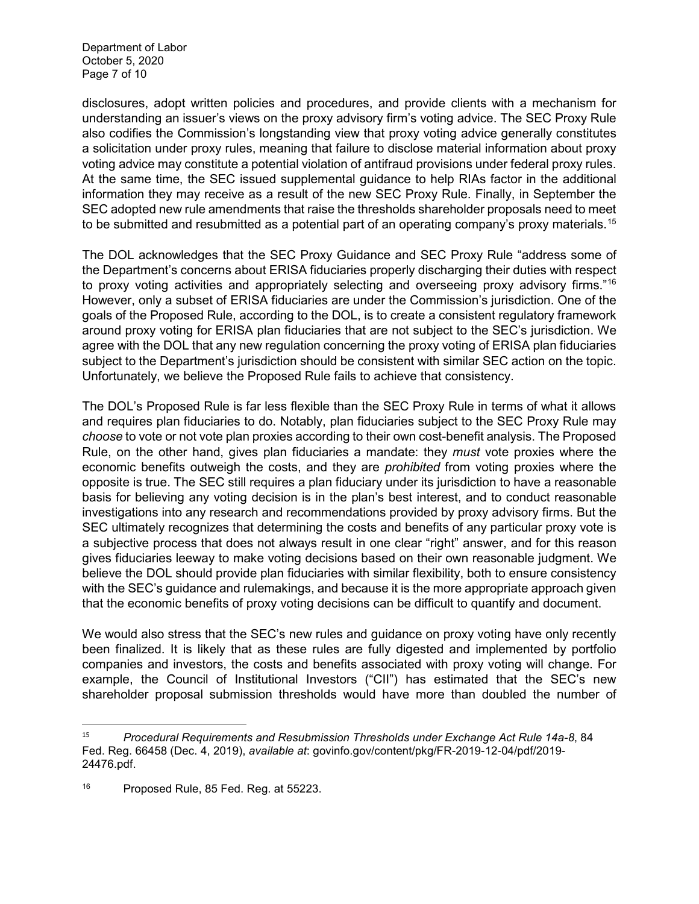disclosures, adopt written policies and procedures, and provide clients with a mechanism for understanding an issuer's views on the proxy advisory firm's voting advice. The SEC Proxy Rule also codifies the Commission's longstanding view that proxy voting advice generally constitutes a solicitation under proxy rules, meaning that failure to disclose material information about proxy voting advice may constitute a potential violation of antifraud provisions under federal proxy rules. At the same time, the SEC issued supplemental guidance to help RIAs factor in the additional information they may receive as a result of the new SEC Proxy Rule. Finally, in September the SEC adopted new rule amendments that raise the thresholds shareholder proposals need to meet to be submitted and resubmitted as a potential part of an operating company's proxy materials.[15]

The DOL acknowledges that the SEC Proxy Guidance and SEC Proxy Rule "address some of the Department's concerns about ERISA fiduciaries properly discharging their duties with respect to proxy voting activities and appropriately selecting and overseeing proxy advisory firms."[16] However, only a subset of ERISA fiduciaries are under the Commission's jurisdiction. One of the goals of the Proposed Rule, according to the DOL, is to create a consistent regulatory framework around proxy voting for ERISA plan fiduciaries that are not subject to the SEC's jurisdiction. We agree with the DOL that any new regulation concerning the proxy voting of ERISA plan fiduciaries subject to the Department's jurisdiction should be consistent with similar SEC action on the topic. Unfortunately, we believe the Proposed Rule fails to achieve that consistency.

The DOL's Proposed Rule is far less flexible than the SEC Proxy Rule in terms of what it allows and requires plan fiduciaries to do. Notably, plan fiduciaries subject to the SEC Proxy Rule may *choose* to vote or not vote plan proxies according to their own cost-benefit analysis. The Proposed Rule, on the other hand, gives plan fiduciaries a mandate: they *must* vote proxies where the economic benefits outweigh the costs, and they are *prohibited* from voting proxies where the opposite is true. The SEC still requires a plan fiduciary under its jurisdiction to have a reasonable basis for believing any voting decision is in the plan's best interest, and to conduct reasonable investigations into any research and recommendations provided by proxy advisory firms. But the SEC ultimately recognizes that determining the costs and benefits of any particular proxy vote is a subjective process that does not always result in one clear "right" answer, and for this reason gives fiduciaries leeway to make voting decisions based on their own reasonable judgment. We believe the DOL should provide plan fiduciaries with similar flexibility, both to ensure consistency with the SEC's guidance and rulemakings, and because it is the more appropriate approach given that the economic benefits of proxy voting decisions can be difficult to quantify and document.

We would also stress that the SEC's new rules and guidance on proxy voting have only recently been finalized. It is likely that as these rules are fully digested and implemented by portfolio companies and investors, the costs and benefits associated with proxy voting will change. For example, the Council of Institutional Investors ("CII") has estimated that the SEC's new shareholder proposal submission thresholds would have more than doubled the number of

---

[15] *Procedural Requirements and Resubmission Thresholds under Exchange Act Rule 14a-8*, 84 Fed. Reg. 66458 (Dec. 4, 2019), *available at*: govinfo.gov/content/pkg/FR-2019-12-04/pdf/2019-24476.pdf.

[16] Proposed Rule, 85 Fed. Reg. at 55223.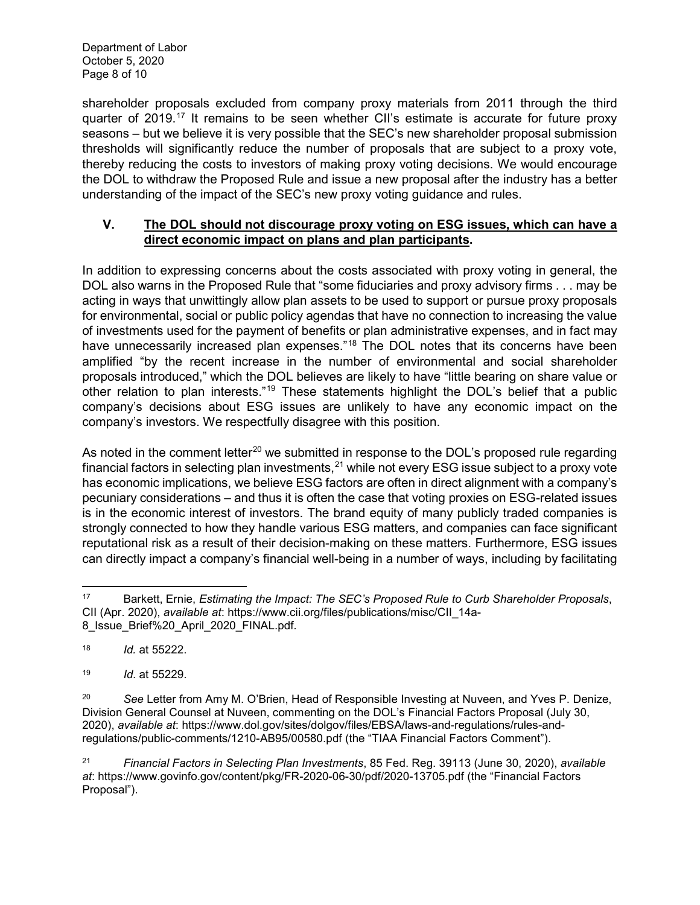shareholder proposals excluded from company proxy materials from 2011 through the third quarter of 2019.[17] It remains to be seen whether CII's estimate is accurate for future proxy seasons – but we believe it is very possible that the SEC's new shareholder proposal submission thresholds will significantly reduce the number of proposals that are subject to a proxy vote, thereby reducing the costs to investors of making proxy voting decisions. We would encourage the DOL to withdraw the Proposed Rule and issue a new proposal after the industry has a better understanding of the impact of the SEC's new proxy voting guidance and rules.

## V. <u>The DOL should not discourage proxy voting on ESG issues, which can have a direct economic impact on plans and plan participants</u>.

In addition to expressing concerns about the costs associated with proxy voting in general, the DOL also warns in the Proposed Rule that "some fiduciaries and proxy advisory firms . . . may be acting in ways that unwittingly allow plan assets to be used to support or pursue proxy proposals for environmental, social or public policy agendas that have no connection to increasing the value of investments used for the payment of benefits or plan administrative expenses, and in fact may have unnecessarily increased plan expenses."[18] The DOL notes that its concerns have been amplified "by the recent increase in the number of environmental and social shareholder proposals introduced," which the DOL believes are likely to have "little bearing on share value or other relation to plan interests."[19] These statements highlight the DOL's belief that a public company's decisions about ESG issues are unlikely to have any economic impact on the company's investors. We respectfully disagree with this position.

As noted in the comment letter[20] we submitted in response to the DOL's proposed rule regarding financial factors in selecting plan investments,[21] while not every ESG issue subject to a proxy vote has economic implications, we believe ESG factors are often in direct alignment with a company's pecuniary considerations – and thus it is often the case that voting proxies on ESG-related issues is in the economic interest of investors. The brand equity of many publicly traded companies is strongly connected to how they handle various ESG matters, and companies can face significant reputational risk as a result of their decision-making on these matters. Furthermore, ESG issues can directly impact a company's financial well-being in a number of ways, including by facilitating

---

[17] Barkett, Ernie, *Estimating the Impact: The SEC's Proposed Rule to Curb Shareholder Proposals*, CII (Apr. 2020), *available at*: https://www.cii.org/files/publications/misc/CII_14a-8_Issue_Brief%20_April_2020_FINAL.pdf.

[18] *Id.* at 55222.

[19] *Id*. at 55229.

[20] *See* Letter from Amy M. O'Brien, Head of Responsible Investing at Nuveen, and Yves P. Denize, Division General Counsel at Nuveen, commenting on the DOL's Financial Factors Proposal (July 30, 2020), *available at*: https://www.dol.gov/sites/dolgov/files/EBSA/laws-and-regulations/rules-and-regulations/public-comments/1210-AB95/00580.pdf (the "TIAA Financial Factors Comment").

[21] *Financial Factors in Selecting Plan Investments*, 85 Fed. Reg. 39113 (June 30, 2020), *available at*: https://www.govinfo.gov/content/pkg/FR-2020-06-30/pdf/2020-13705.pdf (the "Financial Factors Proposal").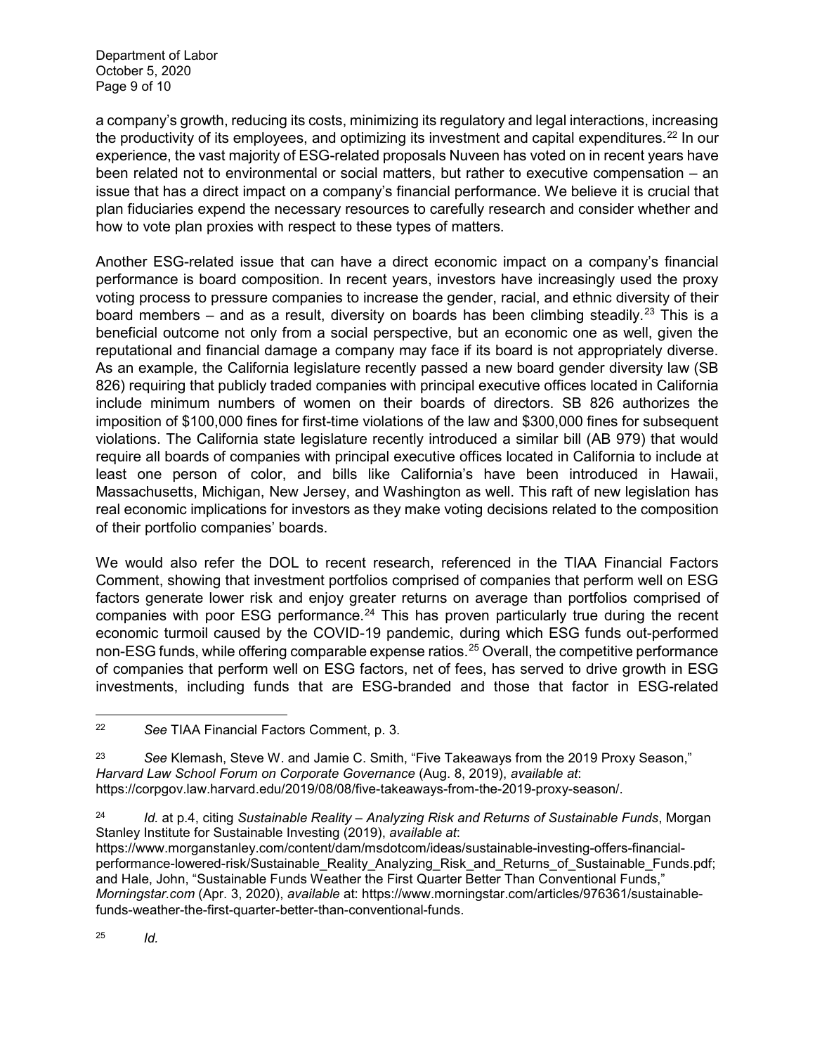a company's growth, reducing its costs, minimizing its regulatory and legal interactions, increasing the productivity of its employees, and optimizing its investment and capital expenditures.[22] In our experience, the vast majority of ESG-related proposals Nuveen has voted on in recent years have been related not to environmental or social matters, but rather to executive compensation – an issue that has a direct impact on a company's financial performance. We believe it is crucial that plan fiduciaries expend the necessary resources to carefully research and consider whether and how to vote plan proxies with respect to these types of matters.

Another ESG-related issue that can have a direct economic impact on a company's financial performance is board composition. In recent years, investors have increasingly used the proxy voting process to pressure companies to increase the gender, racial, and ethnic diversity of their board members – and as a result, diversity on boards has been climbing steadily.[23] This is a beneficial outcome not only from a social perspective, but an economic one as well, given the reputational and financial damage a company may face if its board is not appropriately diverse. As an example, the California legislature recently passed a new board gender diversity law (SB 826) requiring that publicly traded companies with principal executive offices located in California include minimum numbers of women on their boards of directors. SB 826 authorizes the imposition of $100,000 fines for first-time violations of the law and $300,000 fines for subsequent violations. The California state legislature recently introduced a similar bill (AB 979) that would require all boards of companies with principal executive offices located in California to include at least one person of color, and bills like California's have been introduced in Hawaii, Massachusetts, Michigan, New Jersey, and Washington as well. This raft of new legislation has real economic implications for investors as they make voting decisions related to the composition of their portfolio companies' boards.

We would also refer the DOL to recent research, referenced in the TIAA Financial Factors Comment, showing that investment portfolios comprised of companies that perform well on ESG factors generate lower risk and enjoy greater returns on average than portfolios comprised of companies with poor ESG performance.[24] This has proven particularly true during the recent economic turmoil caused by the COVID-19 pandemic, during which ESG funds out-performed non-ESG funds, while offering comparable expense ratios.[25] Overall, the competitive performance of companies that perform well on ESG factors, net of fees, has served to drive growth in ESG investments, including funds that are ESG-branded and those that factor in ESG-related

---

[22] *See* TIAA Financial Factors Comment, p. 3.

[23] *See* Klemash, Steve W. and Jamie C. Smith, "Five Takeaways from the 2019 Proxy Season," *Harvard Law School Forum on Corporate Governance* (Aug. 8, 2019), *available at*: https://corpgov.law.harvard.edu/2019/08/08/five-takeaways-from-the-2019-proxy-season/.

[24] *Id.* at p.4, citing *Sustainable Reality – Analyzing Risk and Returns of Sustainable Funds*, Morgan Stanley Institute for Sustainable Investing (2019), *available at*: https://www.morganstanley.com/content/dam/msdotcom/ideas/sustainable-investing-offers-financial-performance-lowered-risk/Sustainable_Reality_Analyzing_Risk_and_Returns_of_Sustainable_Funds.pdf; and Hale, John, "Sustainable Funds Weather the First Quarter Better Than Conventional Funds," *Morningstar.com* (Apr. 3, 2020), *available* at: https://www.morningstar.com/articles/976361/sustainable-funds-weather-the-first-quarter-better-than-conventional-funds.

[25] *Id.*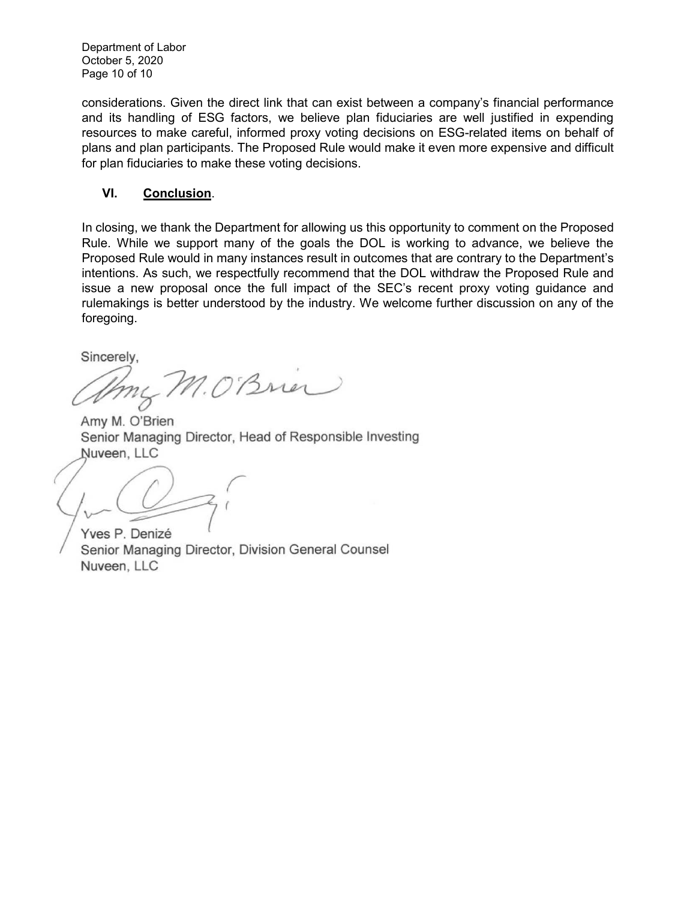considerations. Given the direct link that can exist between a company's financial performance and its handling of ESG factors, we believe plan fiduciaries are well justified in expending resources to make careful, informed proxy voting decisions on ESG-related items on behalf of plans and plan participants. The Proposed Rule would make it even more expensive and difficult for plan fiduciaries to make these voting decisions.

## VI. **Conclusion**.

In closing, we thank the Department for allowing us this opportunity to comment on the Proposed Rule. While we support many of the goals the DOL is working to advance, we believe the Proposed Rule would in many instances result in outcomes that are contrary to the Department's intentions. As such, we respectfully recommend that the DOL withdraw the Proposed Rule and issue a new proposal once the full impact of the SEC's recent proxy voting guidance and rulemakings is better understood by the industry. We welcome further discussion on any of the foregoing.

Sincerely,

Amy M. O'Brien
Senior Managing Director, Head of Responsible Investing
Nuveen, LLC

Yves P. Denizé
Senior Managing Director, Division General Counsel
Nuveen, LLC